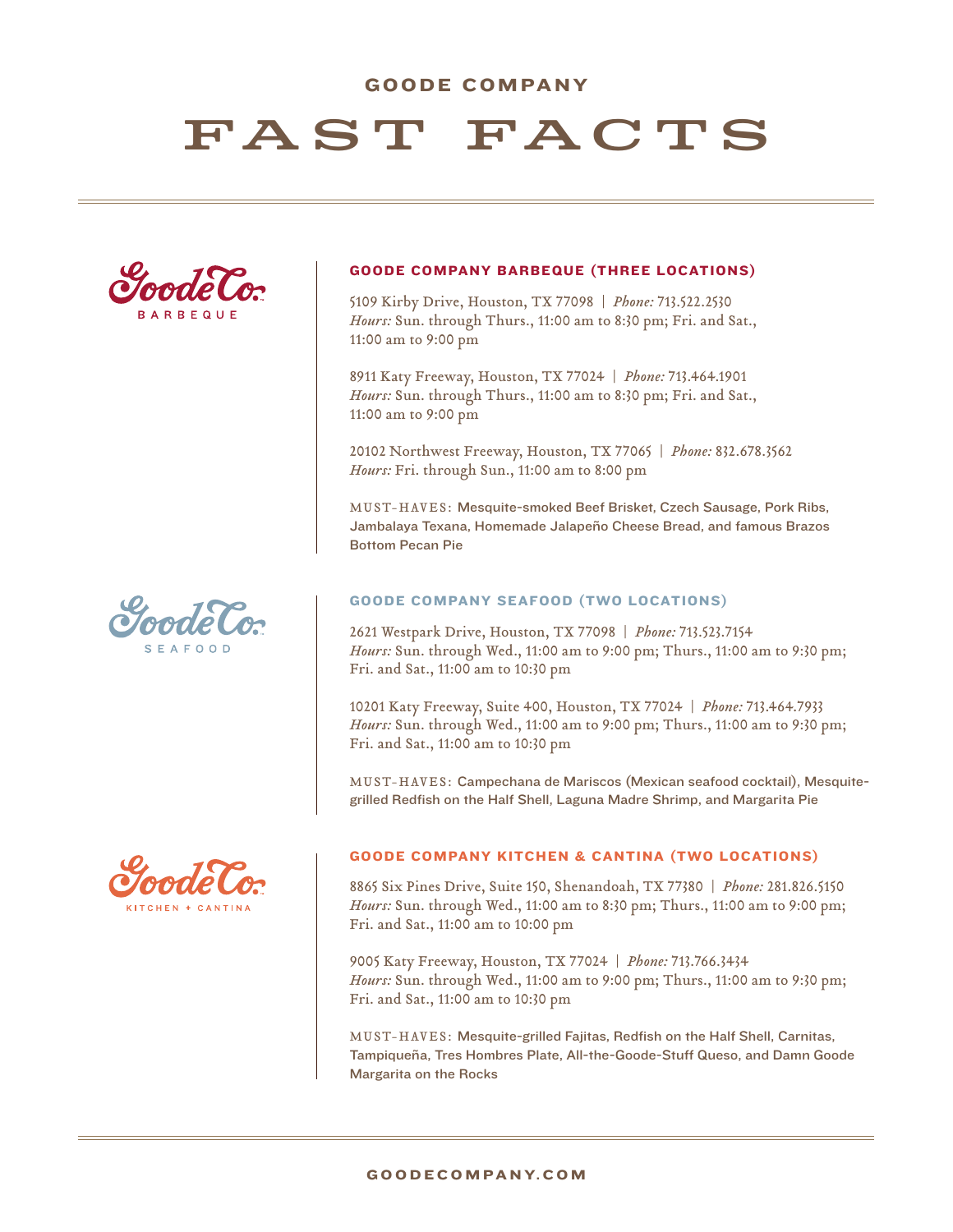# GOODE COMPANY

# FAST FACTS

## GOODE COMPANY BARBEQUE (THREE LOCATIONS)

5109 Kirby Drive, Houston, TX 77098 | *Phone:* 713.522.2530
*Hours:* Sun. through Thurs., 11:00 am to 8:30 pm; Fri. and Sat., 11:00 am to 9:00 pm

8911 Katy Freeway, Houston, TX 77024 | *Phone:* 713.464.1901
*Hours:* Sun. through Thurs., 11:00 am to 8:30 pm; Fri. and Sat., 11:00 am to 9:00 pm

20102 Northwest Freeway, Houston, TX 77065 | *Phone:* 832.678.3562
*Hours:* Fri. through Sun., 11:00 am to 8:00 pm

MUST-HAVES: Mesquite-smoked Beef Brisket, Czech Sausage, Pork Ribs, Jambalaya Texana, Homemade Jalapeño Cheese Bread, and famous Brazos Bottom Pecan Pie

## GOODE COMPANY SEAFOOD (TWO LOCATIONS)

2621 Westpark Drive, Houston, TX 77098 | *Phone:* 713.523.7154
*Hours:* Sun. through Wed., 11:00 am to 9:00 pm; Thurs., 11:00 am to 9:30 pm; Fri. and Sat., 11:00 am to 10:30 pm

10201 Katy Freeway, Suite 400, Houston, TX 77024 | *Phone:* 713.464.7933
*Hours:* Sun. through Wed., 11:00 am to 9:00 pm; Thurs., 11:00 am to 9:30 pm; Fri. and Sat., 11:00 am to 10:30 pm

MUST-HAVES: Campechana de Mariscos (Mexican seafood cocktail), Mesquite-grilled Redfish on the Half Shell, Laguna Madre Shrimp, and Margarita Pie

## GOODE COMPANY KITCHEN & CANTINA (TWO LOCATIONS)

8865 Six Pines Drive, Suite 150, Shenandoah, TX 77380 | *Phone:* 281.826.5150
*Hours:* Sun. through Wed., 11:00 am to 8:30 pm; Thurs., 11:00 am to 9:00 pm; Fri. and Sat., 11:00 am to 10:00 pm

9005 Katy Freeway, Houston, TX 77024 | *Phone:* 713.766.3434
*Hours:* Sun. through Wed., 11:00 am to 9:00 pm; Thurs., 11:00 am to 9:30 pm; Fri. and Sat., 11:00 am to 10:30 pm

MUST-HAVES: Mesquite-grilled Fajitas, Redfish on the Half Shell, Carnitas, Tampiqueña, Tres Hombres Plate, All-the-Goode-Stuff Queso, and Damn Goode Margarita on the Rocks

GOODECOMPANY.COM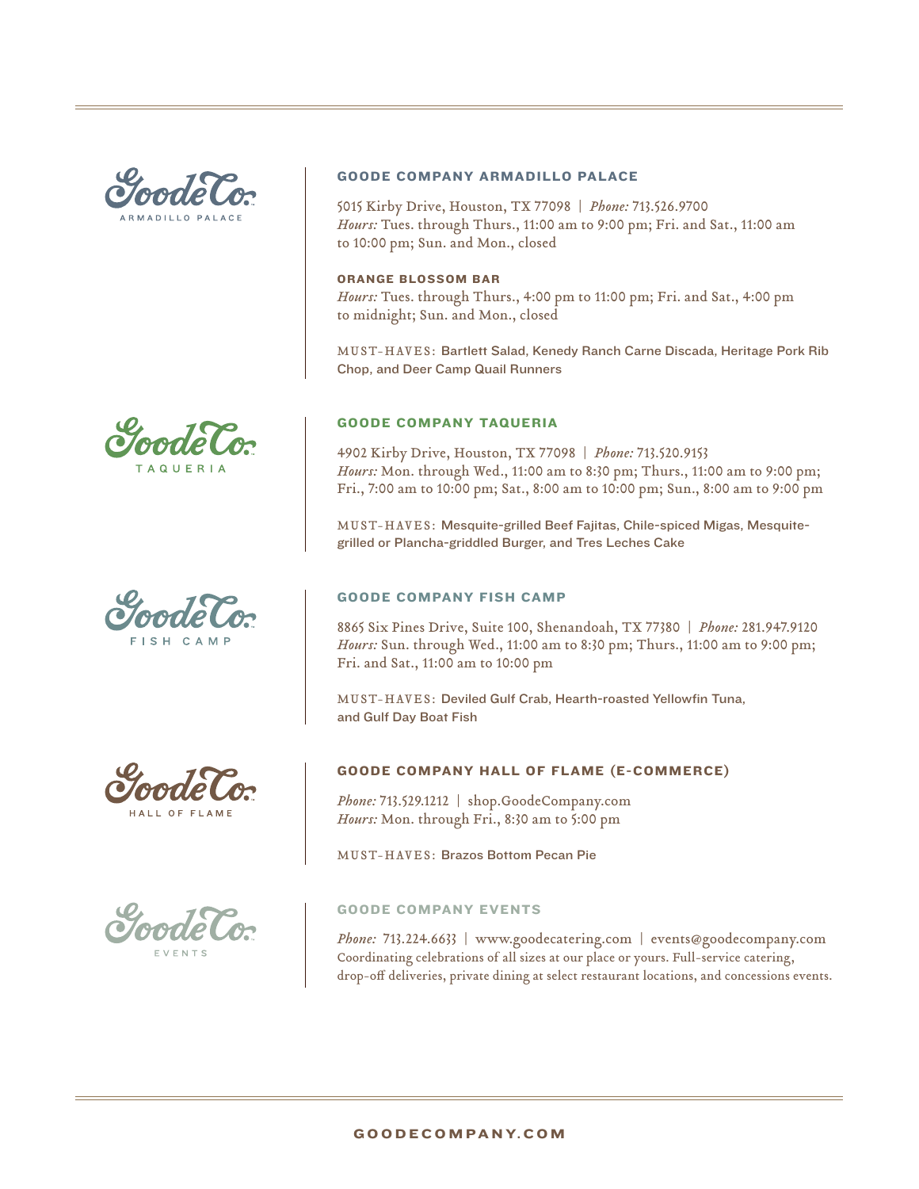Goode Co.
ARMADILLO PALACE

## GOODE COMPANY ARMADILLO PALACE

5015 Kirby Drive, Houston, TX 77098 | *Phone:* 713.526.9700
*Hours:* Tues. through Thurs., 11:00 am to 9:00 pm; Fri. and Sat., 11:00 am to 10:00 pm; Sun. and Mon., closed

### ORANGE BLOSSOM BAR

*Hours:* Tues. through Thurs., 4:00 pm to 11:00 pm; Fri. and Sat., 4:00 pm to midnight; Sun. and Mon., closed

MUST-HAVES: Bartlett Salad, Kenedy Ranch Carne Discada, Heritage Pork Rib Chop, and Deer Camp Quail Runners

Goode Co.
TAQUERIA

## GOODE COMPANY TAQUERIA

4902 Kirby Drive, Houston, TX 77098 | *Phone:* 713.520.9153
*Hours:* Mon. through Wed., 11:00 am to 8:30 pm; Thurs., 11:00 am to 9:00 pm; Fri., 7:00 am to 10:00 pm; Sat., 8:00 am to 10:00 pm; Sun., 8:00 am to 9:00 pm

MUST-HAVES: Mesquite-grilled Beef Fajitas, Chile-spiced Migas, Mesquite-grilled or Plancha-griddled Burger, and Tres Leches Cake

Goode Co.
FISH CAMP

## GOODE COMPANY FISH CAMP

8865 Six Pines Drive, Suite 100, Shenandoah, TX 77380 | *Phone:* 281.947.9120
*Hours:* Sun. through Wed., 11:00 am to 8:30 pm; Thurs., 11:00 am to 9:00 pm; Fri. and Sat., 11:00 am to 10:00 pm

MUST-HAVES: Deviled Gulf Crab, Hearth-roasted Yellowfin Tuna, and Gulf Day Boat Fish

Goode Co.
HALL OF FLAME

## GOODE COMPANY HALL OF FLAME (E-COMMERCE)

*Phone:* 713.529.1212 | shop.GoodeCompany.com
*Hours:* Mon. through Fri., 8:30 am to 5:00 pm

MUST-HAVES: Brazos Bottom Pecan Pie

Goode Co.
EVENTS

## GOODE COMPANY EVENTS

*Phone:* 713.224.6633 | www.goodecatering.com | events@goodecompany.com
Coordinating celebrations of all sizes at our place or yours. Full-service catering, drop-off deliveries, private dining at select restaurant locations, and concessions events.

GOODECOMPANY.COM